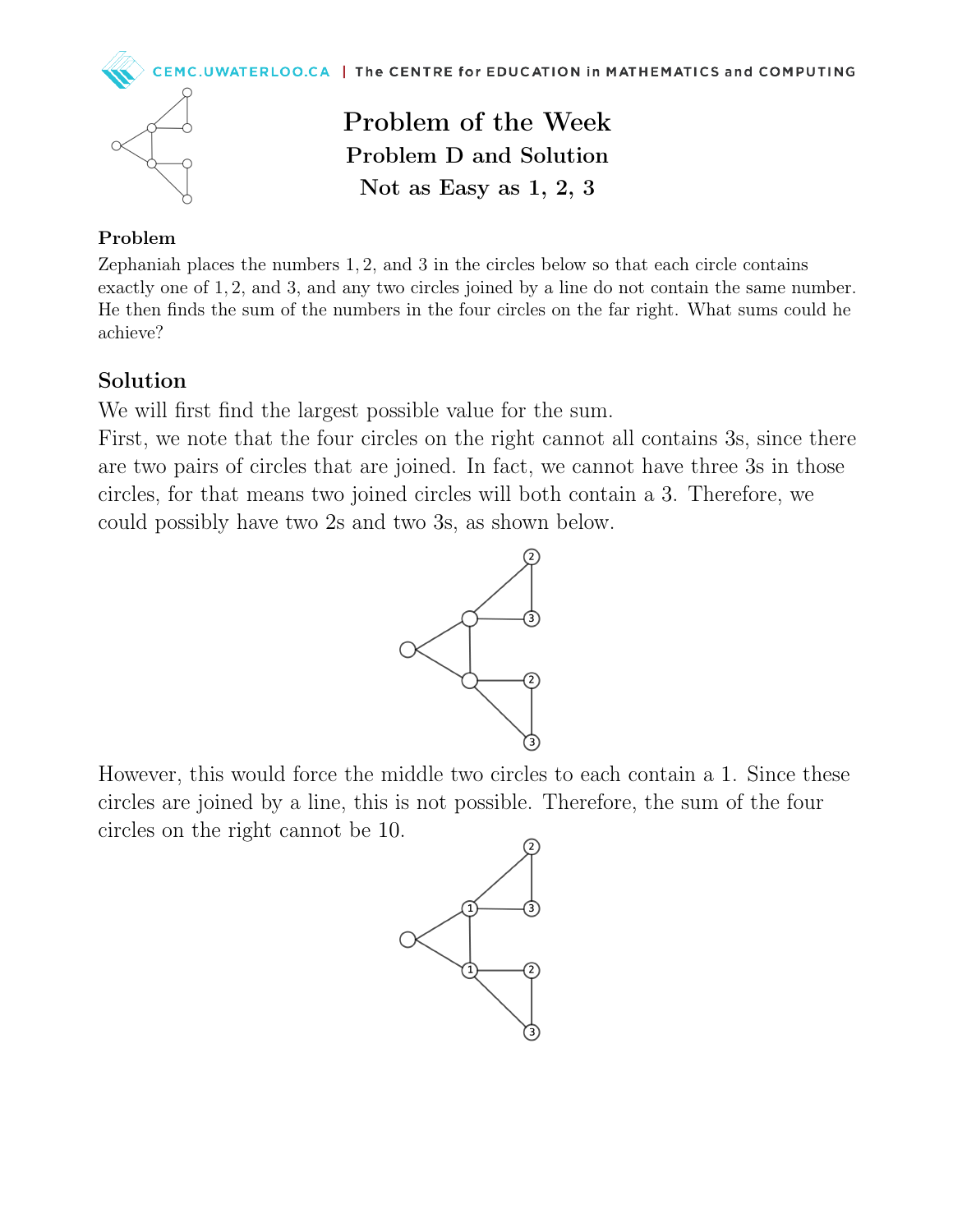# Problem of the Week

## Problem D and Solution

## Not as Easy as 1, 2, 3

### Problem

Zephaniah places the numbers 1, 2, and 3 in the circles below so that each circle contains exactly one of 1, 2, and 3, and any two circles joined by a line do not contain the same number. He then finds the sum of the numbers in the four circles on the far right. What sums could he achieve?

## Solution

We will first find the largest possible value for the sum.

First, we note that the four circles on the right cannot all contains 3s, since there are two pairs of circles that are joined. In fact, we cannot have three 3s in those circles, for that means two joined circles will both contain a 3. Therefore, we could possibly have two 2s and two 3s, as shown below.

However, this would force the middle two circles to each contain a 1. Since these circles are joined by a line, this is not possible. Therefore, the sum of the four circles on the right cannot be 10.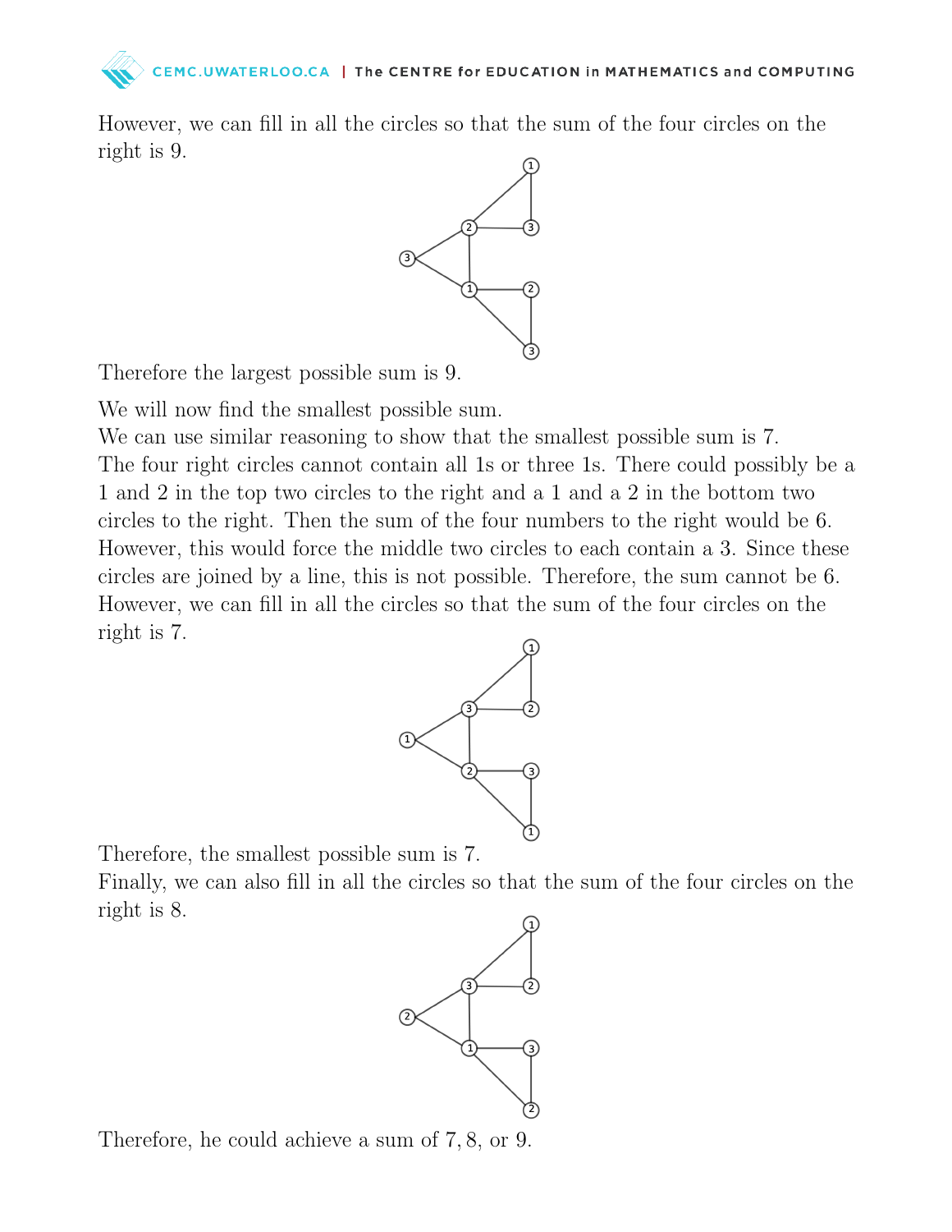However, we can fill in all the circles so that the sum of the four circles on the right is 9.

Therefore the largest possible sum is 9.

We will now find the smallest possible sum.

We can use similar reasoning to show that the smallest possible sum is 7.

The four right circles cannot contain all 1s or three 1s. There could possibly be a 1 and 2 in the top two circles to the right and a 1 and a 2 in the bottom two circles to the right. Then the sum of the four numbers to the right would be 6. However, this would force the middle two circles to each contain a 3. Since these circles are joined by a line, this is not possible. Therefore, the sum cannot be 6.

However, we can fill in all the circles so that the sum of the four circles on the right is 7.

Therefore, the smallest possible sum is 7.

Finally, we can also fill in all the circles so that the sum of the four circles on the right is 8.

Therefore, he could achieve a sum of $7, 8$, or $9$.